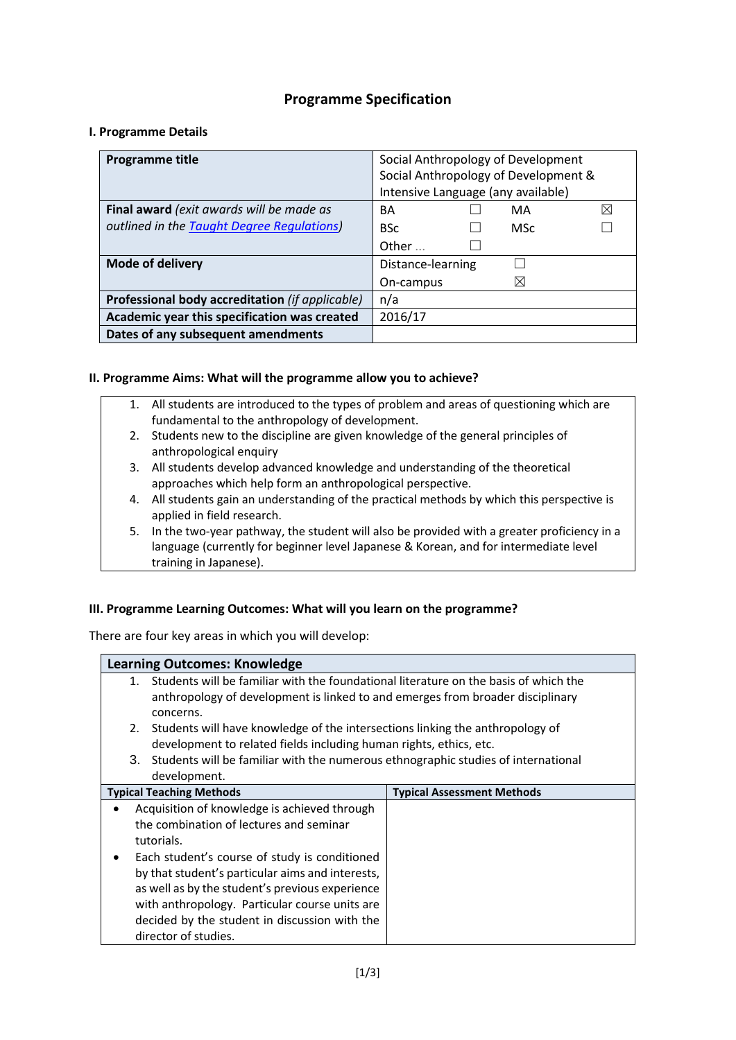# Programme Specification

## I. Programme Details

| Programme title | Social Anthropology of Development<br>Social Anthropology of Development & Intensive Language (any available) |
|---|---|
| **Final award** *(exit awards will be made as outlined in the [Taught Degree Regulations](#))* | BA ☐ MA ☒<br>BSc ☐ MSc ☐<br>Other … ☐ |
| **Mode of delivery** | Distance-learning ☐<br>On-campus ☒ |
| **Professional body accreditation** *(if applicable)* | n/a |
| **Academic year this specification was created** | 2016/17 |
| **Dates of any subsequent amendments** | |

## II. Programme Aims: What will the programme allow you to achieve?

1. All students are introduced to the types of problem and areas of questioning which are fundamental to the anthropology of development.
2. Students new to the discipline are given knowledge of the general principles of anthropological enquiry
3. All students develop advanced knowledge and understanding of the theoretical approaches which help form an anthropological perspective.
4. All students gain an understanding of the practical methods by which this perspective is applied in field research.
5. In the two-year pathway, the student will also be provided with a greater proficiency in a language (currently for beginner level Japanese & Korean, and for intermediate level training in Japanese).

## III. Programme Learning Outcomes: What will you learn on the programme?

There are four key areas in which you will develop:

### Learning Outcomes: Knowledge

1. Students will be familiar with the foundational literature on the basis of which the anthropology of development is linked to and emerges from broader disciplinary concerns.
2. Students will have knowledge of the intersections linking the anthropology of development to related fields including human rights, ethics, etc.
3. Students will be familiar with the numerous ethnographic studies of international development.

| Typical Teaching Methods | Typical Assessment Methods |
|---|---|
| • Acquisition of knowledge is achieved through the combination of lectures and seminar tutorials.<br>• Each student's course of study is conditioned by that student's particular aims and interests, as well as by the student's previous experience with anthropology. Particular course units are decided by the student in discussion with the director of studies. | |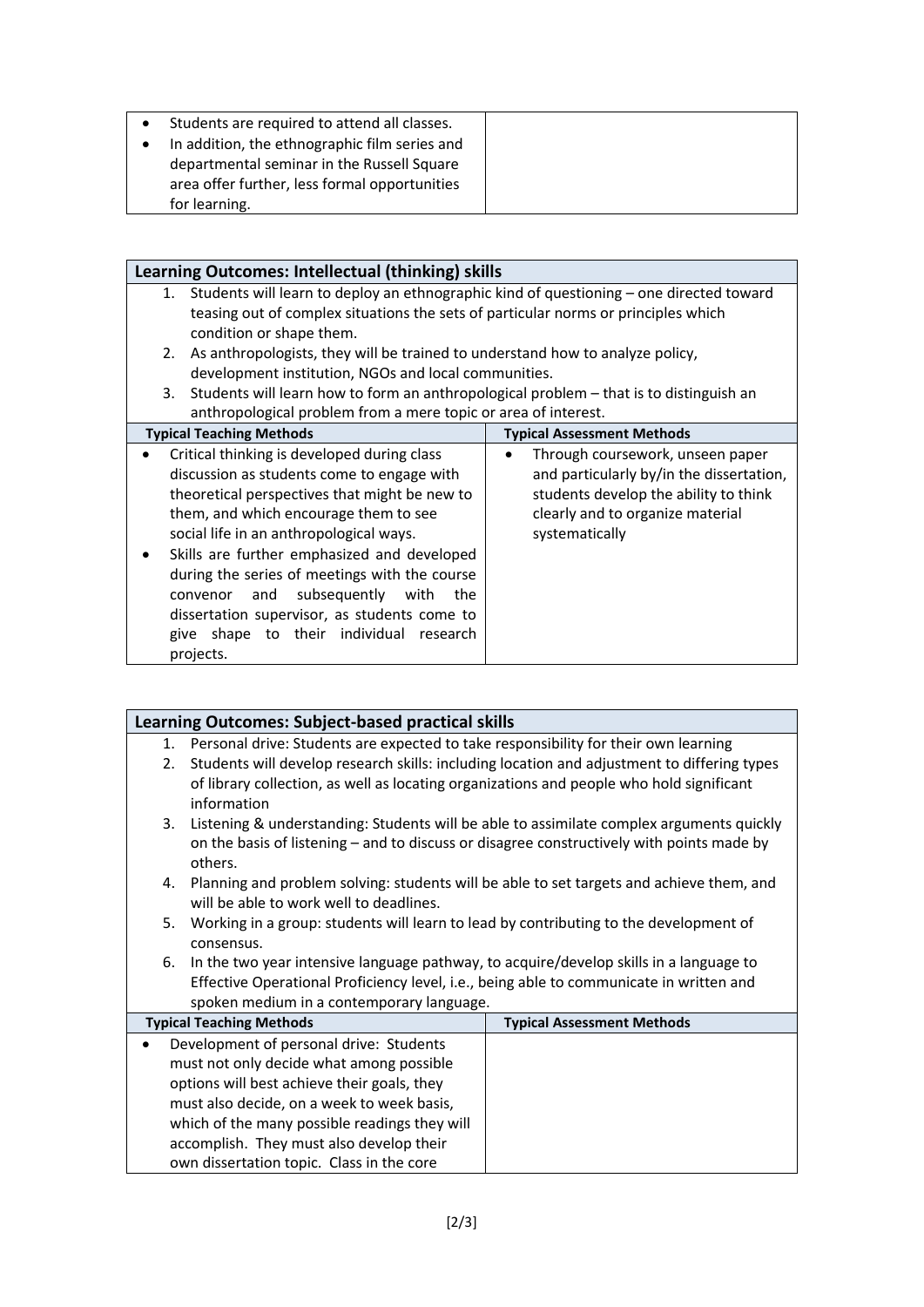| | |
|---|---|
| • Students are required to attend all classes.<br>• In addition, the ethnographic film series and departmental seminar in the Russell Square area offer further, less formal opportunities for learning. | |

**Learning Outcomes: Intellectual (thinking) skills**

1. Students will learn to deploy an ethnographic kind of questioning – one directed toward teasing out of complex situations the sets of particular norms or principles which condition or shape them.
2. As anthropologists, they will be trained to understand how to analyze policy, development institution, NGOs and local communities.
3. Students will learn how to form an anthropological problem – that is to distinguish an anthropological problem from a mere topic or area of interest.

| Typical Teaching Methods | Typical Assessment Methods |
|---|---|
| • Critical thinking is developed during class discussion as students come to engage with theoretical perspectives that might be new to them, and which encourage them to see social life in an anthropological ways.<br>• Skills are further emphasized and developed during the series of meetings with the course convenor and subsequently with the dissertation supervisor, as students come to give shape to their individual research projects. | • Through coursework, unseen paper and particularly by/in the dissertation, students develop the ability to think clearly and to organize material systematically |

**Learning Outcomes: Subject-based practical skills**

1. Personal drive: Students are expected to take responsibility for their own learning
2. Students will develop research skills: including location and adjustment to differing types of library collection, as well as locating organizations and people who hold significant information
3. Listening & understanding: Students will be able to assimilate complex arguments quickly on the basis of listening – and to discuss or disagree constructively with points made by others.
4. Planning and problem solving: students will be able to set targets and achieve them, and will be able to work well to deadlines.
5. Working in a group: students will learn to lead by contributing to the development of consensus.
6. In the two year intensive language pathway, to acquire/develop skills in a language to Effective Operational Proficiency level, i.e., being able to communicate in written and spoken medium in a contemporary language.

| Typical Teaching Methods | Typical Assessment Methods |
|---|---|
| • Development of personal drive: Students must not only decide what among possible options will best achieve their goals, they must also decide, on a week to week basis, which of the many possible readings they will accomplish. They must also develop their own dissertation topic. Class in the core | |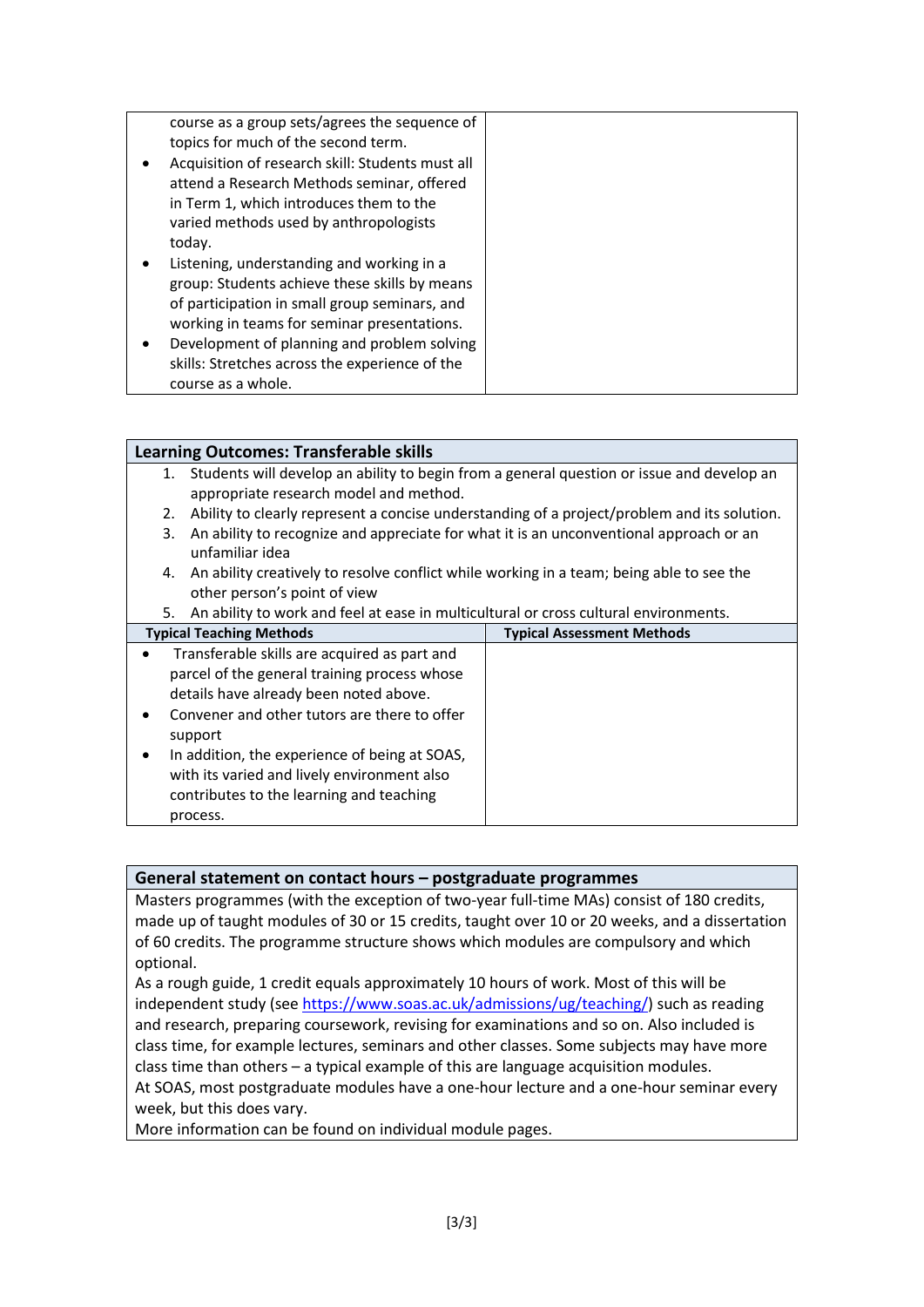| | |
|---|---|
| course as a group sets/agrees the sequence of topics for much of the second term.<br>• Acquisition of research skill: Students must all attend a Research Methods seminar, offered in Term 1, which introduces them to the varied methods used by anthropologists today.<br>• Listening, understanding and working in a group: Students achieve these skills by means of participation in small group seminars, and working in teams for seminar presentations.<br>• Development of planning and problem solving skills: Stretches across the experience of the course as a whole. | |

| **Learning Outcomes: Transferable skills** | |
|---|---|
| 1. Students will develop an ability to begin from a general question or issue and develop an appropriate research model and method.<br>2. Ability to clearly represent a concise understanding of a project/problem and its solution.<br>3. An ability to recognize and appreciate for what it is an unconventional approach or an unfamiliar idea<br>4. An ability creatively to resolve conflict while working in a team; being able to see the other person's point of view<br>5. An ability to work and feel at ease in multicultural or cross cultural environments. | |
| **Typical Teaching Methods** | **Typical Assessment Methods** |
| • Transferable skills are acquired as part and parcel of the general training process whose details have already been noted above.<br>• Convener and other tutors are there to offer support<br>• In addition, the experience of being at SOAS, with its varied and lively environment also contributes to the learning and teaching process. | |

| **General statement on contact hours – postgraduate programmes** |
|---|
| Masters programmes (with the exception of two-year full-time MAs) consist of 180 credits, made up of taught modules of 30 or 15 credits, taught over 10 or 20 weeks, and a dissertation of 60 credits. The programme structure shows which modules are compulsory and which optional.<br>As a rough guide, 1 credit equals approximately 10 hours of work. Most of this will be independent study (see https://www.soas.ac.uk/admissions/ug/teaching/) such as reading and research, preparing coursework, revising for examinations and so on. Also included is class time, for example lectures, seminars and other classes. Some subjects may have more class time than others – a typical example of this are language acquisition modules.<br>At SOAS, most postgraduate modules have a one-hour lecture and a one-hour seminar every week, but this does vary.<br>More information can be found on individual module pages. |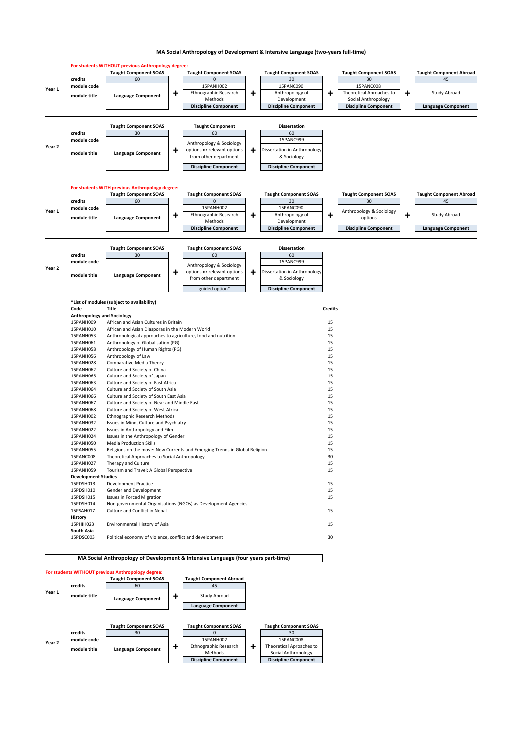## MA Social Anthropology of Development & Intensive Language (two-years full-time)

**For students WITHOUT previous Anthropology degree:**

**Year 1**

| | Taught Component SOAS | | Taught Component SOAS | | Taught Component SOAS | | Taught Component SOAS | | Taught Component Abroad |
|---|---|---|---|---|---|---|---|---|---|
| credits | 60 | | 0 | | 30 | | 30 | | 45 |
| module code | | | 15PANH002 | | 15PANC090 | | 15PANC008 | | |
| module title | Language Component | + | Ethnographic Research Methods | + | Anthropology of Development | + | Theoretical Aproaches to Social Anthropology | + | Study Abroad |
| | | | Discipline Component | | Discipline Component | | Discipline Component | | Language Component |

**Year 2**

| | Taught Component SOAS | | Taught Component | | Dissertation |
|---|---|---|---|---|---|
| credits | 30 | | 60 | | 60 |
| module code | | | | | 15PANC999 |
| module title | Language Component | + | Anthropology & Sociology options **or** relevant options from other department | + | Dissertation in Anthropology & Sociology |
| | | | Discipline Component | | Discipline Component |

**For students WITH previous Anthropology degree:**

**Year 1**

| | Taught Component SOAS | | Taught Component SOAS | | Taught Component SOAS | | Taught Component SOAS | | Taught Component Abroad |
|---|---|---|---|---|---|---|---|---|---|
| credits | 60 | | 0 | | 30 | | 30 | | 45 |
| module code | | | 15PANH002 | | 15PANC090 | | | | |
| module title | Language Component | + | Ethnographic Research Methods | + | Anthropology of Development | + | Anthropology & Sociology options | + | Study Abroad |
| | | | Discipline Component | | Discipline Component | | Discipline Component | | Language Component |

**Year 2**

| | Taught Component SOAS | | Taught Component SOAS | | Dissertation |
|---|---|---|---|---|---|
| credits | 30 | | 60 | | 60 |
| module code | | | | | 15PANC999 |
| module title | Language Component | + | Anthropology & Sociology options **or** relevant options from other department | + | Dissertation in Anthropology & Sociology |
| | | | guided option* | | Discipline Component |

**\*List of modules (subject to availability)**

| Code | Title | Credits |
|---|---|---|
| **Anthropology and Sociology** | | |
| 15PANH009 | African and Asian Cultures in Britain | 15 |
| 15PANH010 | African and Asian Diasporas in the Modern World | 15 |
| 15PANH053 | Anthropological approaches to agriculture, food and nutrition | 15 |
| 15PANH061 | Anthropology of Globalisation (PG) | 15 |
| 15PANH058 | Anthropology of Human Rights (PG) | 15 |
| 15PANH056 | Anthropology of Law | 15 |
| 15PANH028 | Comparative Media Theory | 15 |
| 15PANH062 | Culture and Society of China | 15 |
| 15PANH065 | Culture and Society of Japan | 15 |
| 15PANH063 | Culture and Society of East Africa | 15 |
| 15PANH064 | Culture and Society of South Asia | 15 |
| 15PANH066 | Culture and Society of South East Asia | 15 |
| 15PANH067 | Culture and Society of Near and Middle East | 15 |
| 15PANH068 | Culture and Society of West Africa | 15 |
| 15PANH002 | Ethnographic Research Methods | 15 |
| 15PANH032 | Issues in Mind, Culture and Psychiatry | 15 |
| 15PANH022 | Issues in Anthropology and Film | 15 |
| 15PANH024 | Issues in the Anthropology of Gender | 15 |
| 15PANH050 | Media Production Skills | 15 |
| 15PANH055 | Religions on the move: New Currents and Emerging Trends in Global Religion | 15 |
| 15PANC008 | Theoretical Approaches to Social Anthropology | 30 |
| 15PANH027 | Therapy and Culture | 15 |
| 15PANH059 | Tourism and Travel: A Global Perspective | 15 |
| **Development Studies** | | |
| 15PDSH013 | Development Practice | 15 |
| 15PDSH010 | Gender and Development | 15 |
| 15PDSH015 | Issues in Forced Migration | 15 |
| 15PDSH014 | Non-governmental Organisations (NGOs) as Development Agencies | |
| 15PSAH017 | Culture and Conflict in Nepal | 15 |
| **History** | | |
| 15PHIH023 | Environmental History of Asia | 15 |
| **South Asia** | | |
| 15PDSC003 | Political economy of violence, conflict and development | 30 |

## MA Social Anthropology of Development & Intensive Language (four years part-time)

**For students WITHOUT previous Anthropology degree:**

**Year 1**

| | Taught Component SOAS | | Taught Component Abroad |
|---|---|---|---|
| credits | 60 | | 45 |
| module title | Language Component | + | Study Abroad |
| | | | Language Component |

**Year 2**

| | Taught Component SOAS | | Taught Component SOAS | | Taught Component SOAS |
|---|---|---|---|---|---|
| credits | 30 | | 0 | | 30 |
| module code | | | 15PANH002 | | 15PANC008 |
| module title | Language Component | + | Ethnographic Research Methods | + | Theoretical Aproaches to Social Anthropology |
| | | | Discipline Component | | Discipline Component |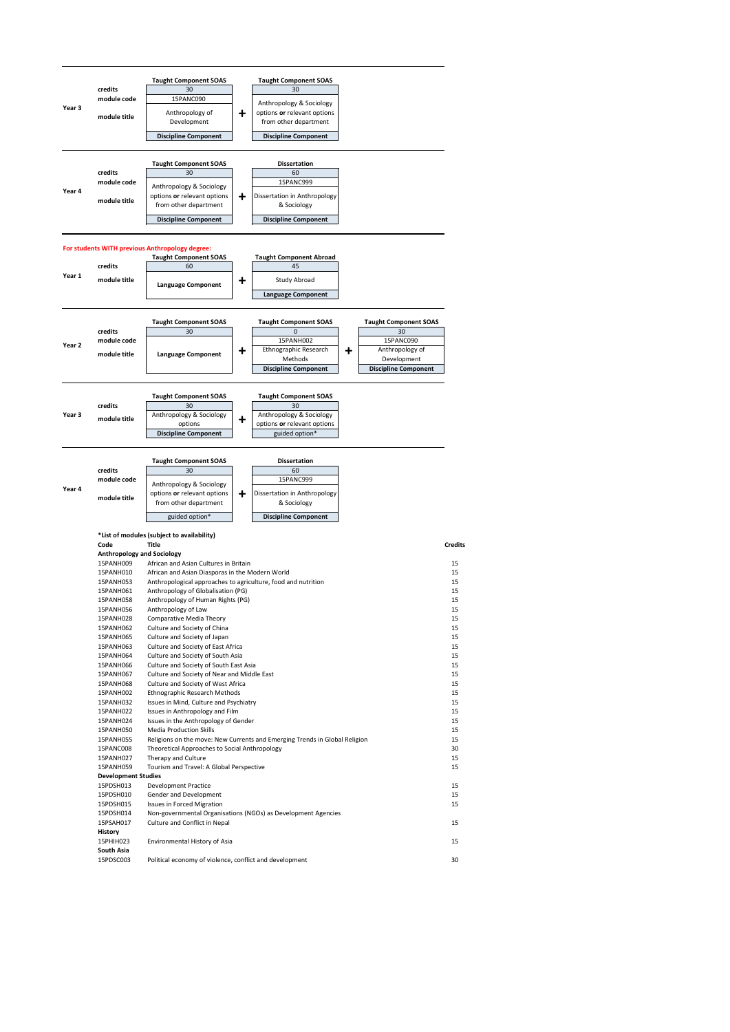## Year 3

| | Taught Component SOAS | | Taught Component SOAS |
|---|---|---|---|
| credits | 30 | | 30 |
| module code | 15PANC090 | | |
| module title | Anthropology of Development | + | Anthropology & Sociology options **or** relevant options from other department |
| | **Discipline Component** | | **Discipline Component** |

## Year 4

| | Taught Component SOAS | | Dissertation |
|---|---|---|---|
| credits | 30 | | 60 |
| module code | | | 15PANC999 |
| module title | Anthropology & Sociology options **or** relevant options from other department | + | Dissertation in Anthropology & Sociology |
| | **Discipline Component** | | **Discipline Component** |

**For students WITH previous Anthropology degree:**

## Year 1

| | Taught Component SOAS | | Taught Component Abroad |
|---|---|---|---|
| credits | 60 | | 45 |
| module title | **Language Component** | + | Study Abroad |
| | | | **Language Component** |

## Year 2

| | Taught Component SOAS | | Taught Component SOAS | | Taught Component SOAS |
|---|---|---|---|---|---|
| credits | 30 | | 0 | | 30 |
| module code | | | 15PANH002 | | 15PANC090 |
| module title | **Language Component** | + | Ethnographic Research Methods | + | Anthropology of Development |
| | | | **Discipline Component** | | **Discipline Component** |

## Year 3

| | Taught Component SOAS | | Taught Component SOAS |
|---|---|---|---|
| credits | 30 | | 30 |
| module title | Anthropology & Sociology options | + | Anthropology & Sociology options **or** relevant options |
| | **Discipline Component** | | guided option* |

## Year 4

| | Taught Component SOAS | | Dissertation |
|---|---|---|---|
| credits | 30 | | 60 |
| module code | | | 15PANC999 |
| module title | Anthropology & Sociology options **or** relevant options from other department | + | Dissertation in Anthropology & Sociology |
| | guided option* | | **Discipline Component** |

**\*List of modules (subject to availability)**

| Code | Title | Credits |
|---|---|---|
| **Anthropology and Sociology** | | |
| 15PANH009 | African and Asian Cultures in Britain | 15 |
| 15PANH010 | African and Asian Diasporas in the Modern World | 15 |
| 15PANH053 | Anthropological approaches to agriculture, food and nutrition | 15 |
| 15PANH061 | Anthropology of Globalisation (PG) | 15 |
| 15PANH058 | Anthropology of Human Rights (PG) | 15 |
| 15PANH056 | Anthropology of Law | 15 |
| 15PANH028 | Comparative Media Theory | 15 |
| 15PANH062 | Culture and Society of China | 15 |
| 15PANH065 | Culture and Society of Japan | 15 |
| 15PANH063 | Culture and Society of East Africa | 15 |
| 15PANH064 | Culture and Society of South Asia | 15 |
| 15PANH066 | Culture and Society of South East Asia | 15 |
| 15PANH067 | Culture and Society of Near and Middle East | 15 |
| 15PANH068 | Culture and Society of West Africa | 15 |
| 15PANH002 | Ethnographic Research Methods | 15 |
| 15PANH032 | Issues in Mind, Culture and Psychiatry | 15 |
| 15PANH022 | Issues in Anthropology and Film | 15 |
| 15PANH024 | Issues in the Anthropology of Gender | 15 |
| 15PANH050 | Media Production Skills | 15 |
| 15PANH055 | Religions on the move: New Currents and Emerging Trends in Global Religion | 15 |
| 15PANC008 | Theoretical Approaches to Social Anthropology | 30 |
| 15PANH027 | Therapy and Culture | 15 |
| 15PANH059 | Tourism and Travel: A Global Perspective | 15 |
| **Development Studies** | | |
| 15PDSH013 | Development Practice | 15 |
| 15PDSH010 | Gender and Development | 15 |
| 15PDSH015 | Issues in Forced Migration | 15 |
| 15PDSH014 | Non-governmental Organisations (NGOs) as Development Agencies | |
| 15PSAH017 | Culture and Conflict in Nepal | 15 |
| **History** | | |
| 15PHIH023 | Environmental History of Asia | 15 |
| **South Asia** | | |
| 15PDSC003 | Political economy of violence, conflict and development | 30 |